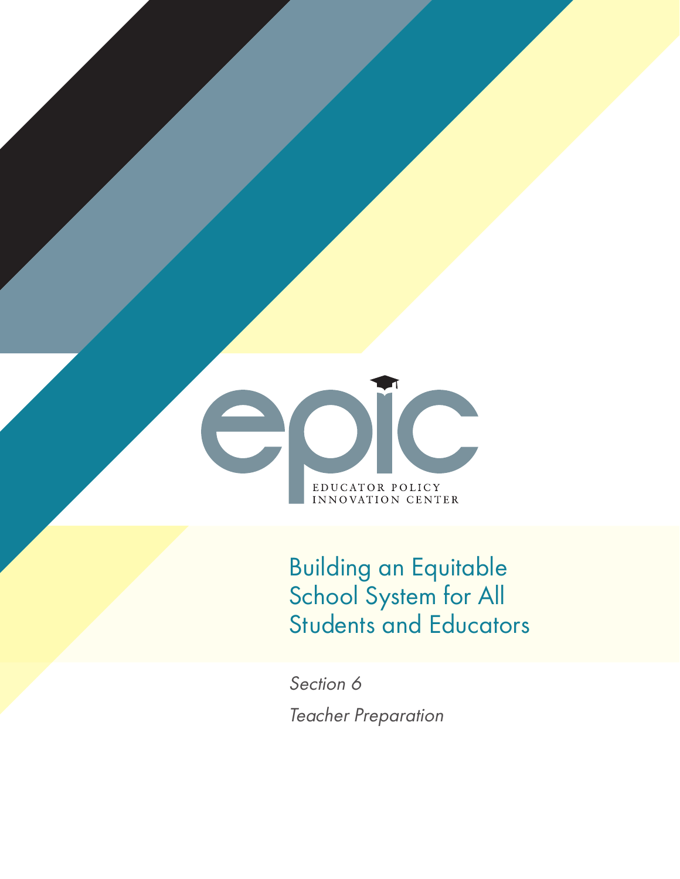EDUCATOR POLICY INNOVATION CENTER

# Building an Equitable School System for All Students and Educators

*Section 6*

*Teacher Preparation*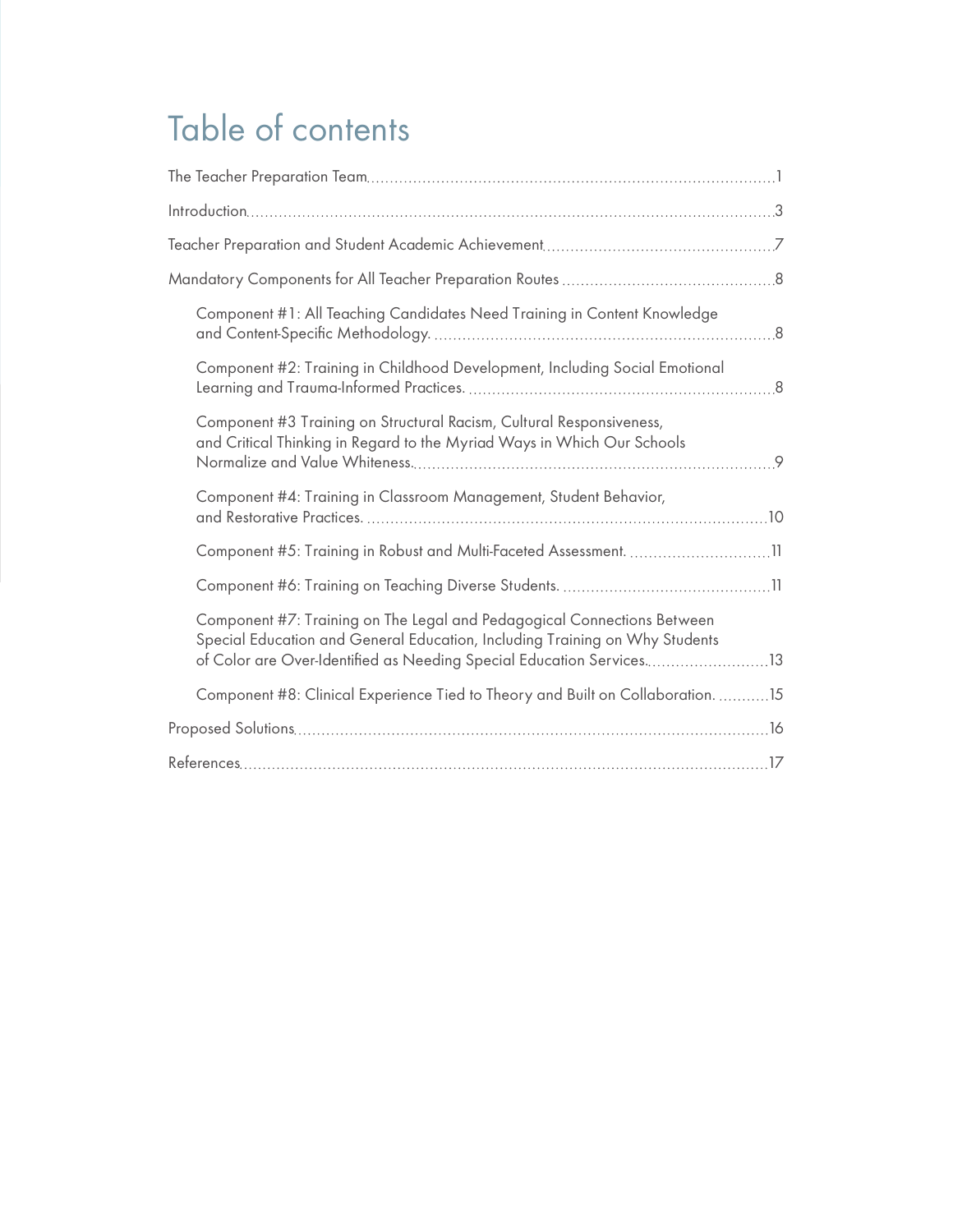# Table of contents

The Teacher Preparation Team .......... 1

Introduction .......... 3

Teacher Preparation and Student Academic Achievement .......... 7

Mandatory Components for All Teacher Preparation Routes .......... 8

- Component #1: All Teaching Candidates Need Training in Content Knowledge and Content-Specific Methodology. .......... 8
- Component #2: Training in Childhood Development, Including Social Emotional Learning and Trauma-Informed Practices. .......... 8
- Component #3 Training on Structural Racism, Cultural Responsiveness, and Critical Thinking in Regard to the Myriad Ways in Which Our Schools Normalize and Value Whiteness. .......... 9
- Component #4: Training in Classroom Management, Student Behavior, and Restorative Practices. .......... 10
- Component #5: Training in Robust and Multi-Faceted Assessment. .......... 11
- Component #6: Training on Teaching Diverse Students. .......... 11
- Component #7: Training on The Legal and Pedagogical Connections Between Special Education and General Education, Including Training on Why Students of Color are Over-Identified as Needing Special Education Services. .......... 13
- Component #8: Clinical Experience Tied to Theory and Built on Collaboration. .......... 15

Proposed Solutions .......... 16

References .......... 17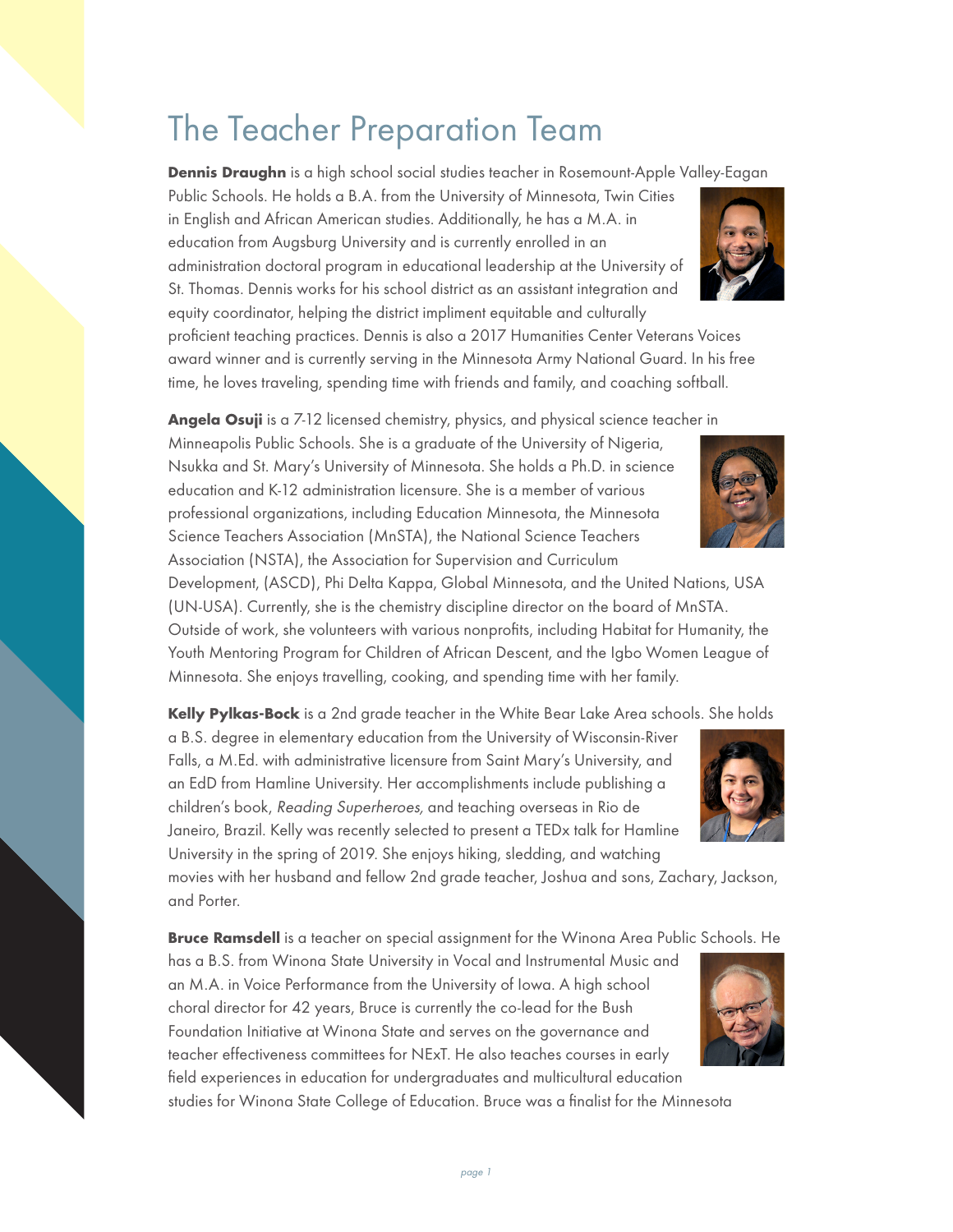# The Teacher Preparation Team

**Dennis Draughn** is a high school social studies teacher in Rosemount-Apple Valley-Eagan Public Schools. He holds a B.A. from the University of Minnesota, Twin Cities in English and African American studies. Additionally, he has a M.A. in education from Augsburg University and is currently enrolled in an administration doctoral program in educational leadership at the University of St. Thomas. Dennis works for his school district as an assistant integration and equity coordinator, helping the district impliment equitable and culturally proficient teaching practices. Dennis is also a 2017 Humanities Center Veterans Voices award winner and is currently serving in the Minnesota Army National Guard. In his free time, he loves traveling, spending time with friends and family, and coaching softball.

**Angela Osuji** is a 7-12 licensed chemistry, physics, and physical science teacher in Minneapolis Public Schools. She is a graduate of the University of Nigeria, Nsukka and St. Mary's University of Minnesota. She holds a Ph.D. in science education and K-12 administration licensure. She is a member of various professional organizations, including Education Minnesota, the Minnesota Science Teachers Association (MnSTA), the National Science Teachers Association (NSTA), the Association for Supervision and Curriculum Development, (ASCD), Phi Delta Kappa, Global Minnesota, and the United Nations, USA (UN-USA). Currently, she is the chemistry discipline director on the board of MnSTA. Outside of work, she volunteers with various nonprofits, including Habitat for Humanity, the Youth Mentoring Program for Children of African Descent, and the Igbo Women League of Minnesota. She enjoys travelling, cooking, and spending time with her family.

**Kelly Pylkas-Bock** is a 2nd grade teacher in the White Bear Lake Area schools. She holds a B.S. degree in elementary education from the University of Wisconsin-River Falls, a M.Ed. with administrative licensure from Saint Mary's University, and an EdD from Hamline University. Her accomplishments include publishing a children's book, *Reading Superheroes,* and teaching overseas in Rio de Janeiro, Brazil. Kelly was recently selected to present a TEDx talk for Hamline University in the spring of 2019. She enjoys hiking, sledding, and watching movies with her husband and fellow 2nd grade teacher, Joshua and sons, Zachary, Jackson, and Porter.

**Bruce Ramsdell** is a teacher on special assignment for the Winona Area Public Schools. He has a B.S. from Winona State University in Vocal and Instrumental Music and an M.A. in Voice Performance from the University of Iowa. A high school choral director for 42 years, Bruce is currently the co-lead for the Bush Foundation Initiative at Winona State and serves on the governance and teacher effectiveness committees for NExT. He also teaches courses in early field experiences in education for undergraduates and multicultural education studies for Winona State College of Education. Bruce was a finalist for the Minnesota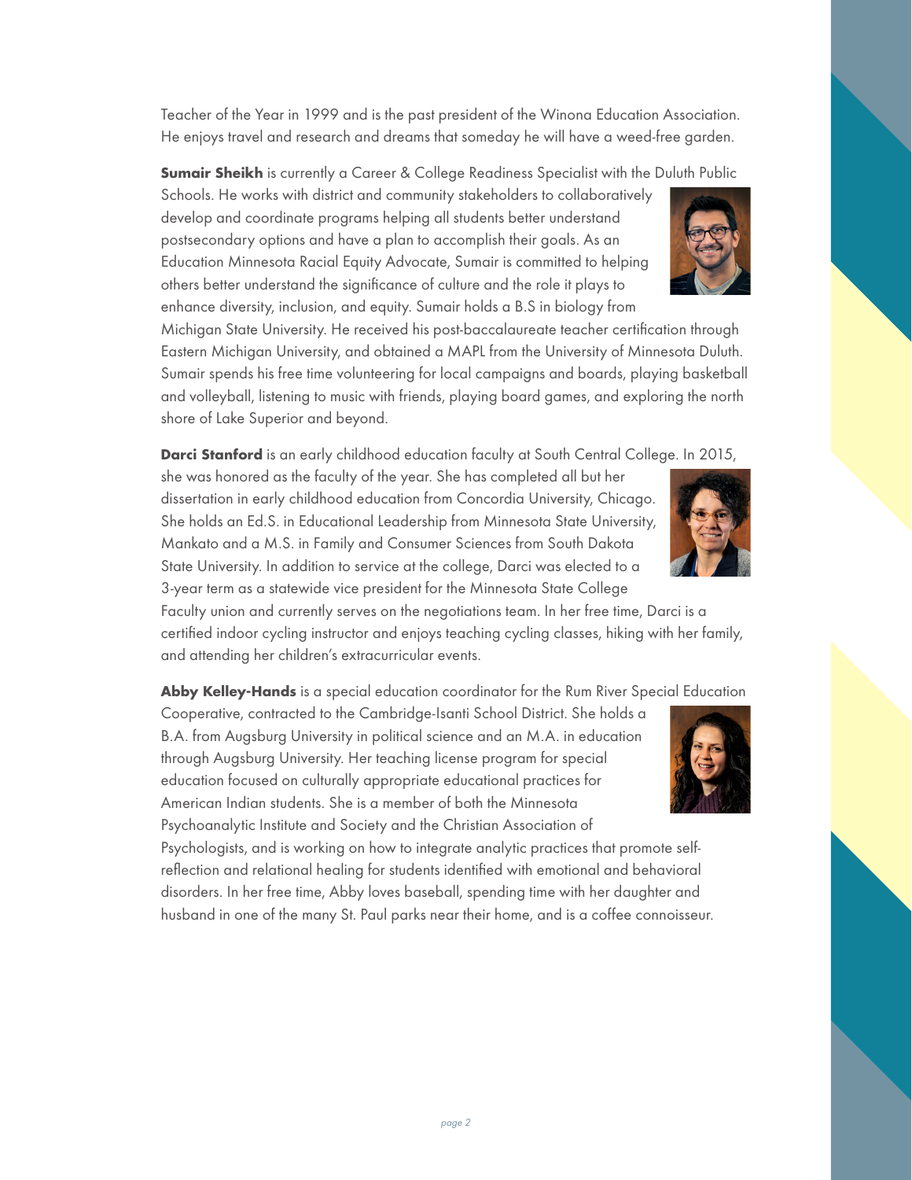Teacher of the Year in 1999 and is the past president of the Winona Education Association. He enjoys travel and research and dreams that someday he will have a weed-free garden.

**Sumair Sheikh** is currently a Career & College Readiness Specialist with the Duluth Public Schools. He works with district and community stakeholders to collaboratively develop and coordinate programs helping all students better understand postsecondary options and have a plan to accomplish their goals. As an Education Minnesota Racial Equity Advocate, Sumair is committed to helping others better understand the significance of culture and the role it plays to enhance diversity, inclusion, and equity. Sumair holds a B.S in biology from Michigan State University. He received his post-baccalaureate teacher certification through Eastern Michigan University, and obtained a MAPL from the University of Minnesota Duluth. Sumair spends his free time volunteering for local campaigns and boards, playing basketball and volleyball, listening to music with friends, playing board games, and exploring the north shore of Lake Superior and beyond.

**Darci Stanford** is an early childhood education faculty at South Central College. In 2015, she was honored as the faculty of the year. She has completed all but her dissertation in early childhood education from Concordia University, Chicago. She holds an Ed.S. in Educational Leadership from Minnesota State University, Mankato and a M.S. in Family and Consumer Sciences from South Dakota State University. In addition to service at the college, Darci was elected to a 3-year term as a statewide vice president for the Minnesota State College Faculty union and currently serves on the negotiations team. In her free time, Darci is a certified indoor cycling instructor and enjoys teaching cycling classes, hiking with her family, and attending her children's extracurricular events.

**Abby Kelley-Hands** is a special education coordinator for the Rum River Special Education Cooperative, contracted to the Cambridge-Isanti School District. She holds a B.A. from Augsburg University in political science and an M.A. in education through Augsburg University. Her teaching license program for special education focused on culturally appropriate educational practices for American Indian students. She is a member of both the Minnesota Psychoanalytic Institute and Society and the Christian Association of Psychologists, and is working on how to integrate analytic practices that promote self-reflection and relational healing for students identified with emotional and behavioral disorders. In her free time, Abby loves baseball, spending time with her daughter and husband in one of the many St. Paul parks near their home, and is a coffee connoisseur.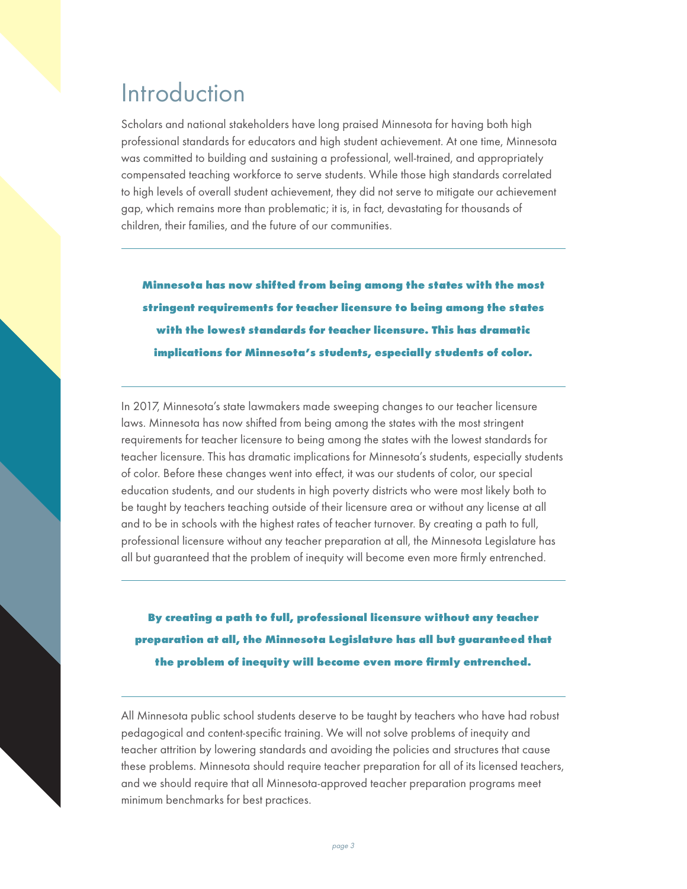# Introduction

Scholars and national stakeholders have long praised Minnesota for having both high professional standards for educators and high student achievement. At one time, Minnesota was committed to building and sustaining a professional, well-trained, and appropriately compensated teaching workforce to serve students. While those high standards correlated to high levels of overall student achievement, they did not serve to mitigate our achievement gap, which remains more than problematic; it is, in fact, devastating for thousands of children, their families, and the future of our communities.

---

**Minnesota has now shifted from being among the states with the most stringent requirements for teacher licensure to being among the states with the lowest standards for teacher licensure. This has dramatic implications for Minnesota's students, especially students of color.**

---

In 2017, Minnesota's state lawmakers made sweeping changes to our teacher licensure laws. Minnesota has now shifted from being among the states with the most stringent requirements for teacher licensure to being among the states with the lowest standards for teacher licensure. This has dramatic implications for Minnesota's students, especially students of color. Before these changes went into effect, it was our students of color, our special education students, and our students in high poverty districts who were most likely both to be taught by teachers teaching outside of their licensure area or without any license at all and to be in schools with the highest rates of teacher turnover. By creating a path to full, professional licensure without any teacher preparation at all, the Minnesota Legislature has all but guaranteed that the problem of inequity will become even more firmly entrenched.

---

**By creating a path to full, professional licensure without any teacher preparation at all, the Minnesota Legislature has all but guaranteed that the problem of inequity will become even more firmly entrenched.**

---

All Minnesota public school students deserve to be taught by teachers who have had robust pedagogical and content-specific training. We will not solve problems of inequity and teacher attrition by lowering standards and avoiding the policies and structures that cause these problems. Minnesota should require teacher preparation for all of its licensed teachers, and we should require that all Minnesota-approved teacher preparation programs meet minimum benchmarks for best practices.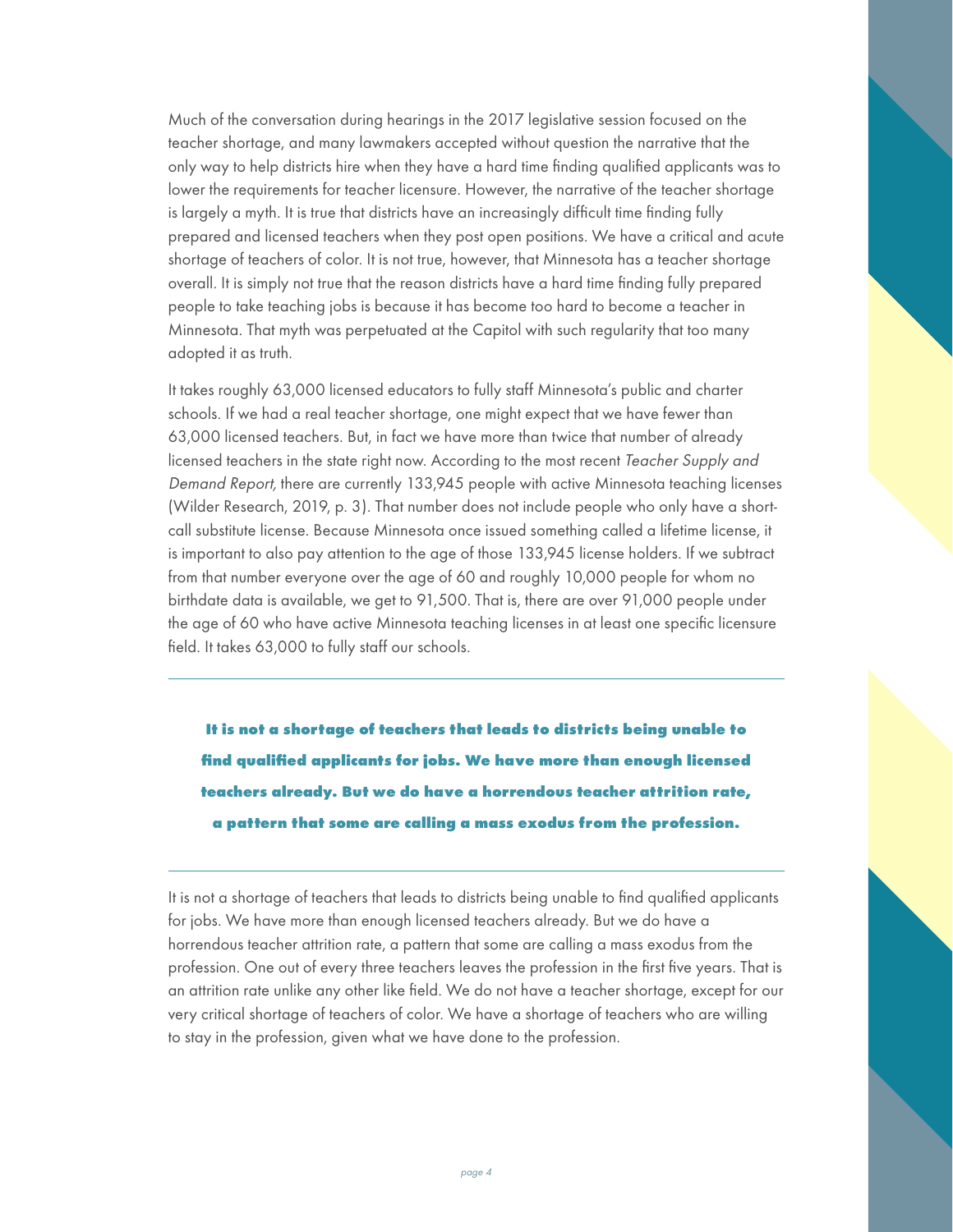Much of the conversation during hearings in the 2017 legislative session focused on the teacher shortage, and many lawmakers accepted without question the narrative that the only way to help districts hire when they have a hard time finding qualified applicants was to lower the requirements for teacher licensure. However, the narrative of the teacher shortage is largely a myth. It is true that districts have an increasingly difficult time finding fully prepared and licensed teachers when they post open positions. We have a critical and acute shortage of teachers of color. It is not true, however, that Minnesota has a teacher shortage overall. It is simply not true that the reason districts have a hard time finding fully prepared people to take teaching jobs is because it has become too hard to become a teacher in Minnesota. That myth was perpetuated at the Capitol with such regularity that too many adopted it as truth.

It takes roughly 63,000 licensed educators to fully staff Minnesota's public and charter schools. If we had a real teacher shortage, one might expect that we have fewer than 63,000 licensed teachers. But, in fact we have more than twice that number of already licensed teachers in the state right now. According to the most recent *Teacher Supply and Demand Report,* there are currently 133,945 people with active Minnesota teaching licenses (Wilder Research, 2019, p. 3). That number does not include people who only have a short-call substitute license. Because Minnesota once issued something called a lifetime license, it is important to also pay attention to the age of those 133,945 license holders. If we subtract from that number everyone over the age of 60 and roughly 10,000 people for whom no birthdate data is available, we get to 91,500. That is, there are over 91,000 people under the age of 60 who have active Minnesota teaching licenses in at least one specific licensure field. It takes 63,000 to fully staff our schools.

---

**It is not a shortage of teachers that leads to districts being unable to find qualified applicants for jobs. We have more than enough licensed teachers already. But we do have a horrendous teacher attrition rate, a pattern that some are calling a mass exodus from the profession.**

---

It is not a shortage of teachers that leads to districts being unable to find qualified applicants for jobs. We have more than enough licensed teachers already. But we do have a horrendous teacher attrition rate, a pattern that some are calling a mass exodus from the profession. One out of every three teachers leaves the profession in the first five years. That is an attrition rate unlike any other like field. We do not have a teacher shortage, except for our very critical shortage of teachers of color. We have a shortage of teachers who are willing to stay in the profession, given what we have done to the profession.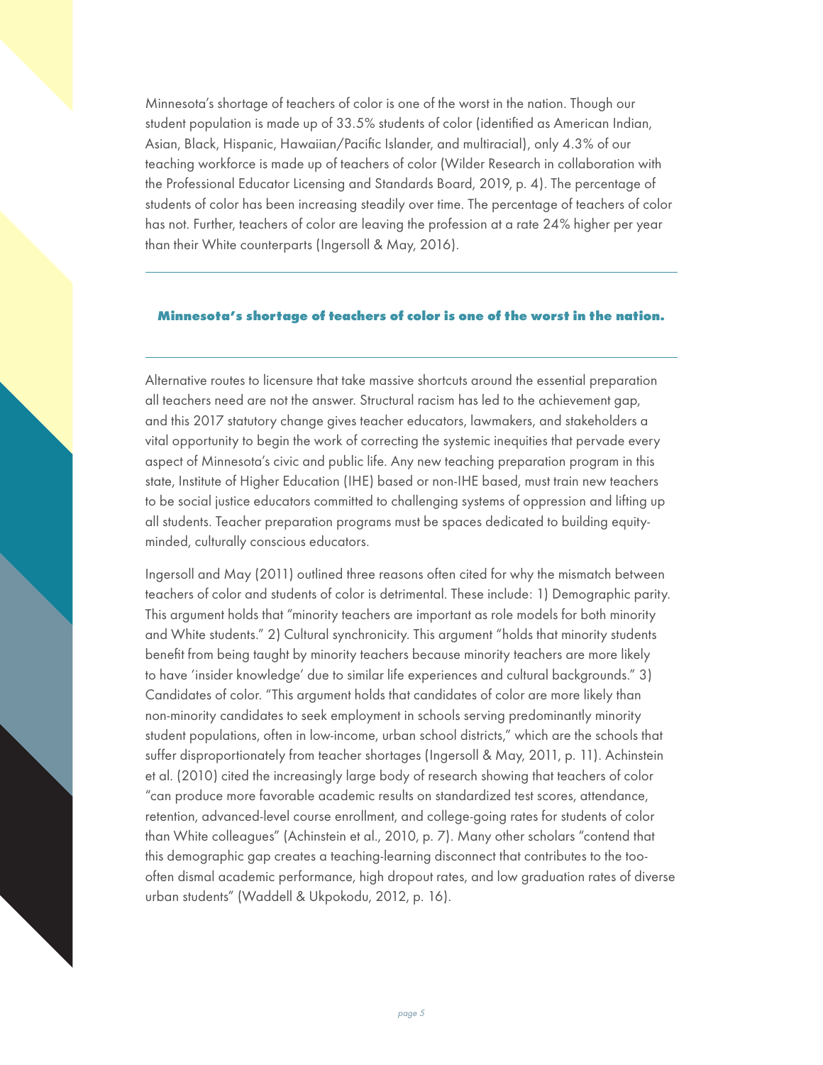Minnesota's shortage of teachers of color is one of the worst in the nation. Though our student population is made up of 33.5% students of color (identified as American Indian, Asian, Black, Hispanic, Hawaiian/Pacific Islander, and multiracial), only 4.3% of our teaching workforce is made up of teachers of color (Wilder Research in collaboration with the Professional Educator Licensing and Standards Board, 2019, p. 4). The percentage of students of color has been increasing steadily over time. The percentage of teachers of color has not. Further, teachers of color are leaving the profession at a rate 24% higher per year than their White counterparts (Ingersoll & May, 2016).

---

**Minnesota's shortage of teachers of color is one of the worst in the nation.**

---

Alternative routes to licensure that take massive shortcuts around the essential preparation all teachers need are not the answer. Structural racism has led to the achievement gap, and this 2017 statutory change gives teacher educators, lawmakers, and stakeholders a vital opportunity to begin the work of correcting the systemic inequities that pervade every aspect of Minnesota's civic and public life. Any new teaching preparation program in this state, Institute of Higher Education (IHE) based or non-IHE based, must train new teachers to be social justice educators committed to challenging systems of oppression and lifting up all students. Teacher preparation programs must be spaces dedicated to building equity-minded, culturally conscious educators.

Ingersoll and May (2011) outlined three reasons often cited for why the mismatch between teachers of color and students of color is detrimental. These include: 1) Demographic parity. This argument holds that "minority teachers are important as role models for both minority and White students." 2) Cultural synchronicity. This argument "holds that minority students benefit from being taught by minority teachers because minority teachers are more likely to have 'insider knowledge' due to similar life experiences and cultural backgrounds." 3) Candidates of color. "This argument holds that candidates of color are more likely than non-minority candidates to seek employment in schools serving predominantly minority student populations, often in low-income, urban school districts," which are the schools that suffer disproportionately from teacher shortages (Ingersoll & May, 2011, p. 11). Achinstein et al. (2010) cited the increasingly large body of research showing that teachers of color "can produce more favorable academic results on standardized test scores, attendance, retention, advanced-level course enrollment, and college-going rates for students of color than White colleagues" (Achinstein et al., 2010, p. 7). Many other scholars "contend that this demographic gap creates a teaching-learning disconnect that contributes to the too-often dismal academic performance, high dropout rates, and low graduation rates of diverse urban students" (Waddell & Ukpokodu, 2012, p. 16).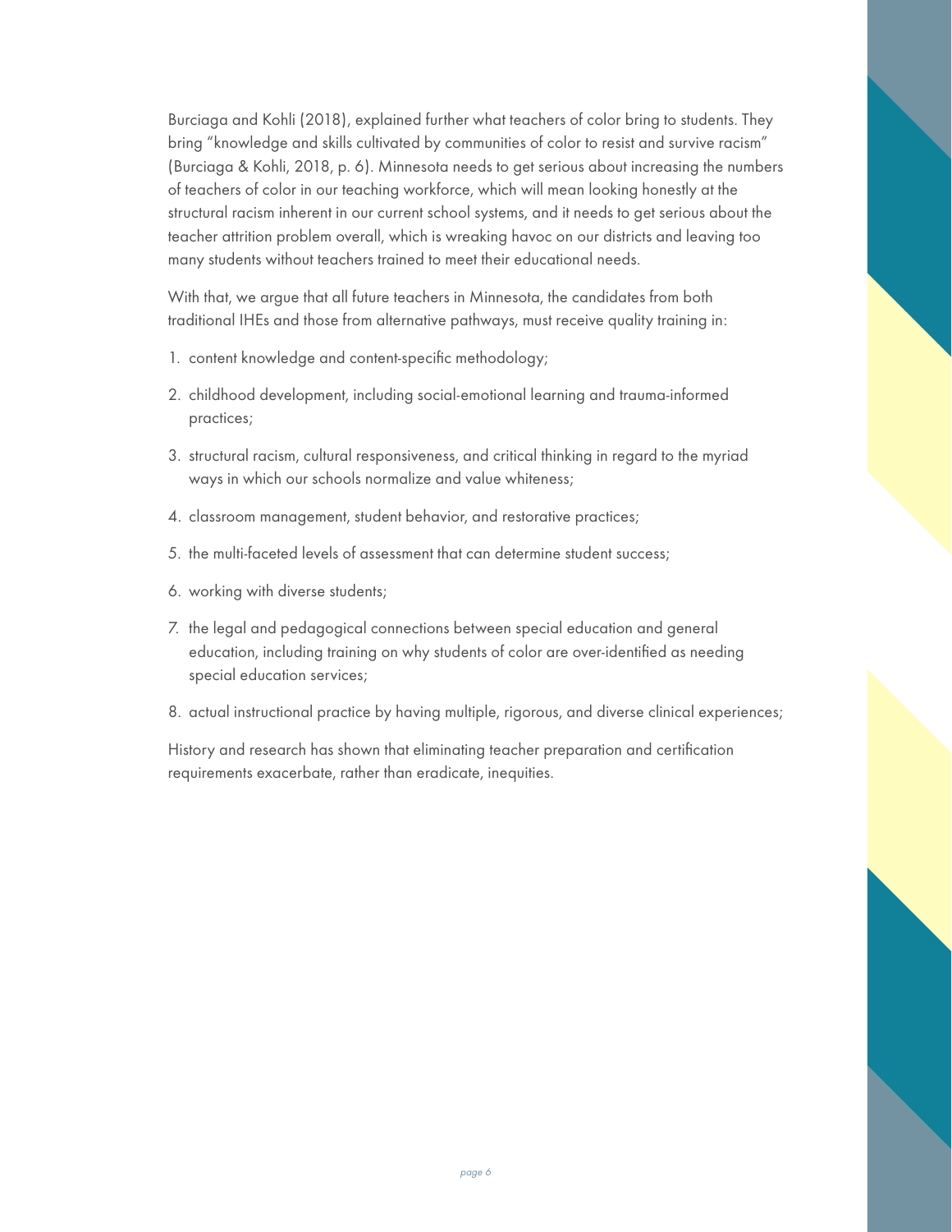Burciaga and Kohli (2018), explained further what teachers of color bring to students. They bring "knowledge and skills cultivated by communities of color to resist and survive racism" (Burciaga & Kohli, 2018, p. 6). Minnesota needs to get serious about increasing the numbers of teachers of color in our teaching workforce, which will mean looking honestly at the structural racism inherent in our current school systems, and it needs to get serious about the teacher attrition problem overall, which is wreaking havoc on our districts and leaving too many students without teachers trained to meet their educational needs.

With that, we argue that all future teachers in Minnesota, the candidates from both traditional IHEs and those from alternative pathways, must receive quality training in:

1. content knowledge and content-specific methodology;
2. childhood development, including social-emotional learning and trauma-informed practices;
3. structural racism, cultural responsiveness, and critical thinking in regard to the myriad ways in which our schools normalize and value whiteness;
4. classroom management, student behavior, and restorative practices;
5. the multi-faceted levels of assessment that can determine student success;
6. working with diverse students;
7. the legal and pedagogical connections between special education and general education, including training on why students of color are over-identified as needing special education services;
8. actual instructional practice by having multiple, rigorous, and diverse clinical experiences;

History and research has shown that eliminating teacher preparation and certification requirements exacerbate, rather than eradicate, inequities.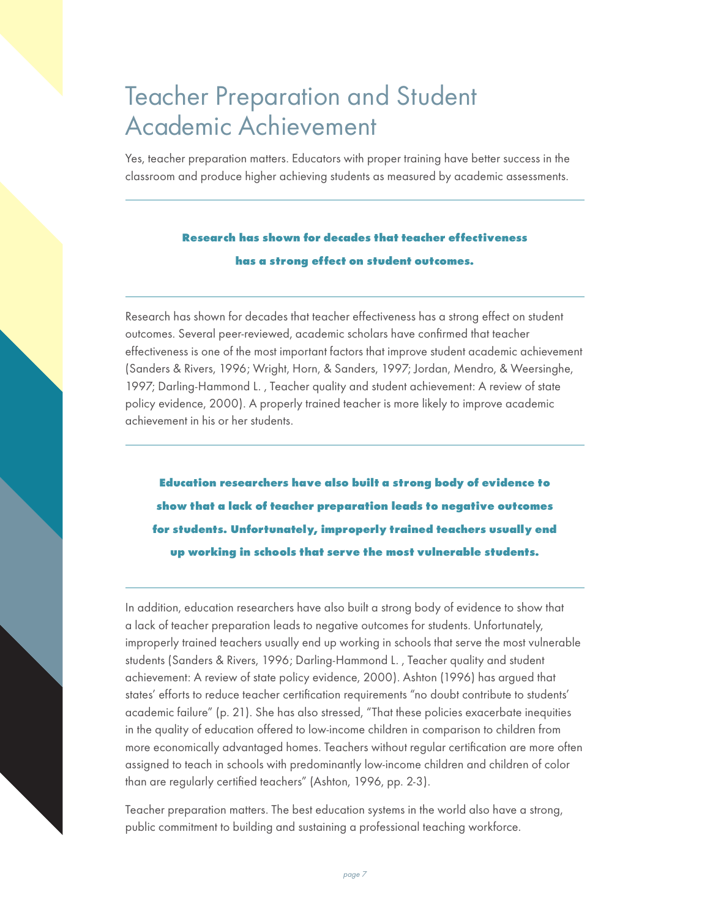# Teacher Preparation and Student Academic Achievement

Yes, teacher preparation matters. Educators with proper training have better success in the classroom and produce higher achieving students as measured by academic assessments.

---

**Research has shown for decades that teacher effectiveness has a strong effect on student outcomes.**

---

Research has shown for decades that teacher effectiveness has a strong effect on student outcomes. Several peer-reviewed, academic scholars have confirmed that teacher effectiveness is one of the most important factors that improve student academic achievement (Sanders & Rivers, 1996; Wright, Horn, & Sanders, 1997; Jordan, Mendro, & Weersinghe, 1997; Darling-Hammond L. , Teacher quality and student achievement: A review of state policy evidence, 2000). A properly trained teacher is more likely to improve academic achievement in his or her students.

---

**Education researchers have also built a strong body of evidence to show that a lack of teacher preparation leads to negative outcomes for students. Unfortunately, improperly trained teachers usually end up working in schools that serve the most vulnerable students.**

---

In addition, education researchers have also built a strong body of evidence to show that a lack of teacher preparation leads to negative outcomes for students. Unfortunately, improperly trained teachers usually end up working in schools that serve the most vulnerable students (Sanders & Rivers, 1996; Darling-Hammond L. , Teacher quality and student achievement: A review of state policy evidence, 2000). Ashton (1996) has argued that states' efforts to reduce teacher certification requirements "no doubt contribute to students' academic failure" (p. 21). She has also stressed, "That these policies exacerbate inequities in the quality of education offered to low-income children in comparison to children from more economically advantaged homes. Teachers without regular certification are more often assigned to teach in schools with predominantly low-income children and children of color than are regularly certified teachers" (Ashton, 1996, pp. 2-3).

Teacher preparation matters. The best education systems in the world also have a strong, public commitment to building and sustaining a professional teaching workforce.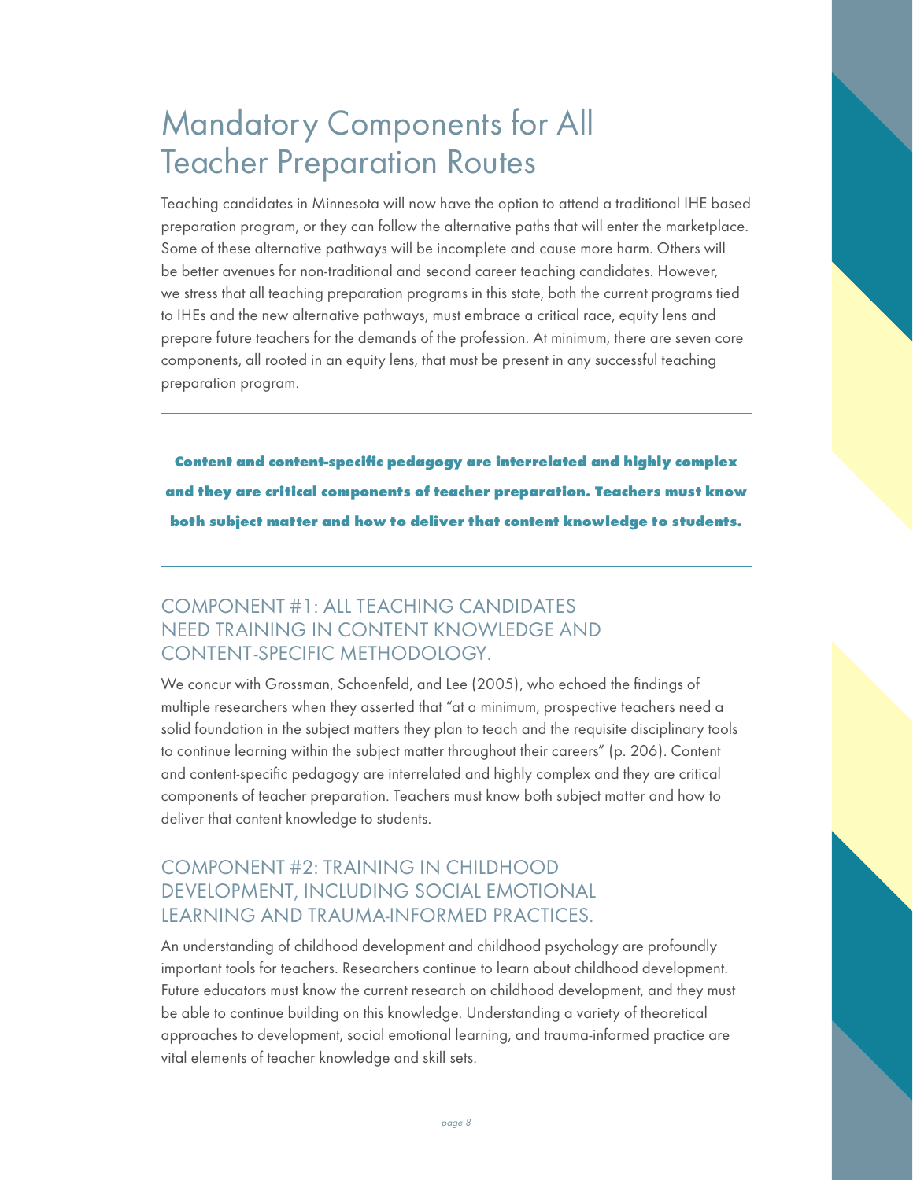# Mandatory Components for All Teacher Preparation Routes

Teaching candidates in Minnesota will now have the option to attend a traditional IHE based preparation program, or they can follow the alternative paths that will enter the marketplace. Some of these alternative pathways will be incomplete and cause more harm. Others will be better avenues for non-traditional and second career teaching candidates. However, we stress that all teaching preparation programs in this state, both the current programs tied to IHEs and the new alternative pathways, must embrace a critical race, equity lens and prepare future teachers for the demands of the profession. At minimum, there are seven core components, all rooted in an equity lens, that must be present in any successful teaching preparation program.

---

**Content and content-specific pedagogy are interrelated and highly complex and they are critical components of teacher preparation. Teachers must know both subject matter and how to deliver that content knowledge to students.**

---

## COMPONENT #1: ALL TEACHING CANDIDATES NEED TRAINING IN CONTENT KNOWLEDGE AND CONTENT-SPECIFIC METHODOLOGY.

We concur with Grossman, Schoenfeld, and Lee (2005), who echoed the findings of multiple researchers when they asserted that "at a minimum, prospective teachers need a solid foundation in the subject matters they plan to teach and the requisite disciplinary tools to continue learning within the subject matter throughout their careers" (p. 206). Content and content-specific pedagogy are interrelated and highly complex and they are critical components of teacher preparation. Teachers must know both subject matter and how to deliver that content knowledge to students.

## COMPONENT #2: TRAINING IN CHILDHOOD DEVELOPMENT, INCLUDING SOCIAL EMOTIONAL LEARNING AND TRAUMA-INFORMED PRACTICES.

An understanding of childhood development and childhood psychology are profoundly important tools for teachers. Researchers continue to learn about childhood development. Future educators must know the current research on childhood development, and they must be able to continue building on this knowledge. Understanding a variety of theoretical approaches to development, social emotional learning, and trauma-informed practice are vital elements of teacher knowledge and skill sets.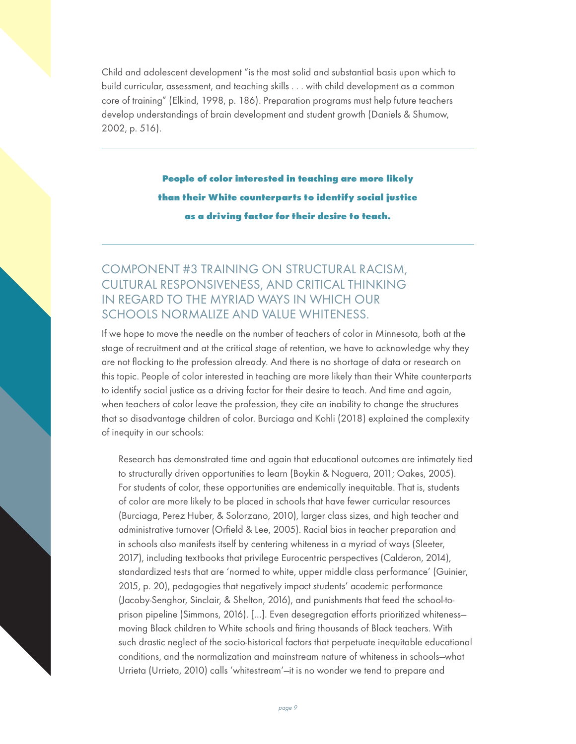Child and adolescent development "is the most solid and substantial basis upon which to build curricular, assessment, and teaching skills . . . with child development as a common core of training" (Elkind, 1998, p. 186). Preparation programs must help future teachers develop understandings of brain development and student growth (Daniels & Shumow, 2002, p. 516).

---

**People of color interested in teaching are more likely than their White counterparts to identify social justice as a driving factor for their desire to teach.**

---

## COMPONENT #3 TRAINING ON STRUCTURAL RACISM, CULTURAL RESPONSIVENESS, AND CRITICAL THINKING IN REGARD TO THE MYRIAD WAYS IN WHICH OUR SCHOOLS NORMALIZE AND VALUE WHITENESS.

If we hope to move the needle on the number of teachers of color in Minnesota, both at the stage of recruitment and at the critical stage of retention, we have to acknowledge why they are not flocking to the profession already. And there is no shortage of data or research on this topic. People of color interested in teaching are more likely than their White counterparts to identify social justice as a driving factor for their desire to teach. And time and again, when teachers of color leave the profession, they cite an inability to change the structures that so disadvantage children of color. Burciaga and Kohli (2018) explained the complexity of inequity in our schools:

> Research has demonstrated time and again that educational outcomes are intimately tied to structurally driven opportunities to learn (Boykin & Noguera, 2011; Oakes, 2005). For students of color, these opportunities are endemically inequitable. That is, students of color are more likely to be placed in schools that have fewer curricular resources (Burciaga, Perez Huber, & Solorzano, 2010), larger class sizes, and high teacher and administrative turnover (Orfield & Lee, 2005). Racial bias in teacher preparation and in schools also manifests itself by centering whiteness in a myriad of ways (Sleeter, 2017), including textbooks that privilege Eurocentric perspectives (Calderon, 2014), standardized tests that are 'normed to white, upper middle class performance' (Guinier, 2015, p. 20), pedagogies that negatively impact students' academic performance (Jacoby-Senghor, Sinclair, & Shelton, 2016), and punishments that feed the school-to-prison pipeline (Simmons, 2016). [...]. Even desegregation efforts prioritized whiteness—moving Black children to White schools and firing thousands of Black teachers. With such drastic neglect of the socio-historical factors that perpetuate inequitable educational conditions, and the normalization and mainstream nature of whiteness in schools—what Urrieta (Urrieta, 2010) calls 'whitestream'—it is no wonder we tend to prepare and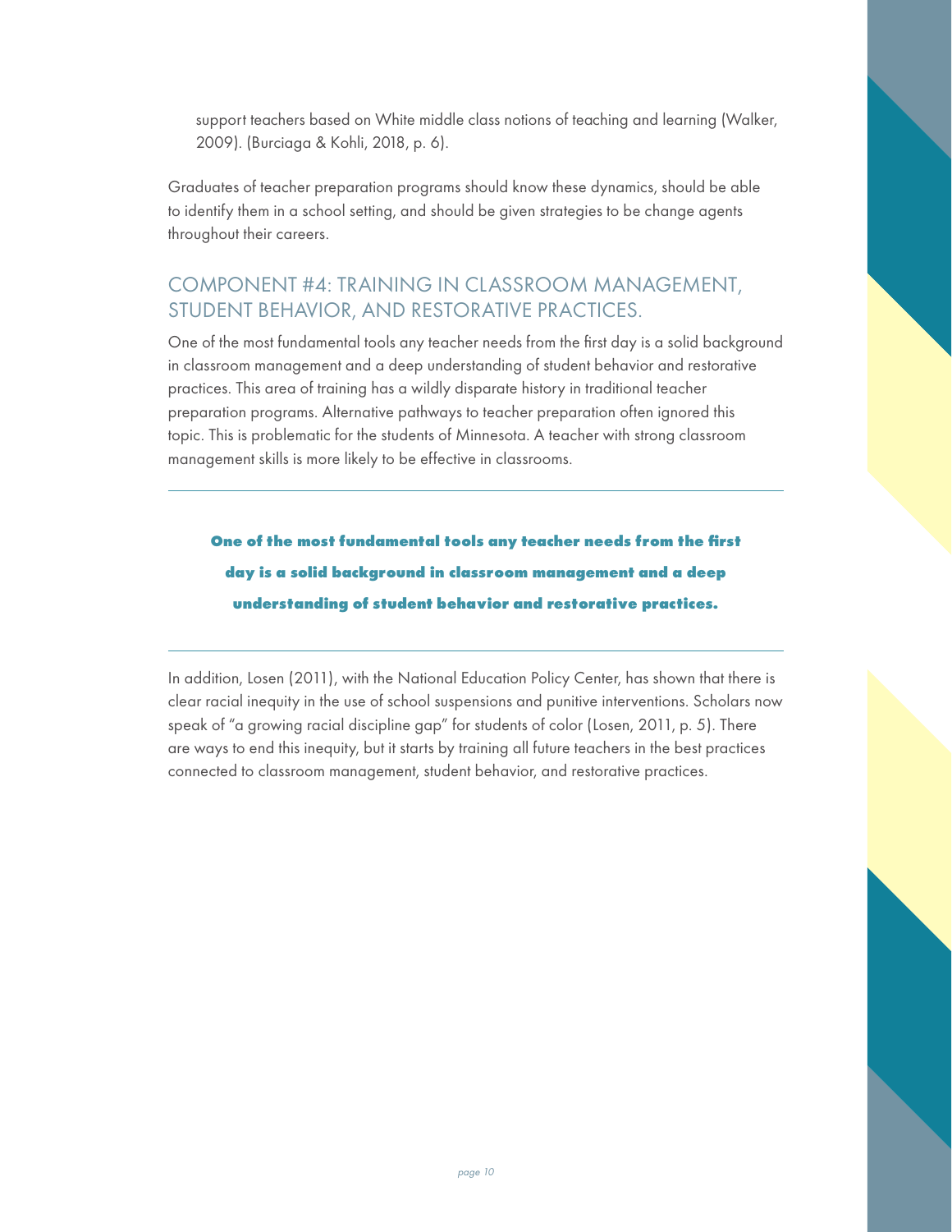support teachers based on White middle class notions of teaching and learning (Walker, 2009). (Burciaga & Kohli, 2018, p. 6).

Graduates of teacher preparation programs should know these dynamics, should be able to identify them in a school setting, and should be given strategies to be change agents throughout their careers.

## COMPONENT #4: TRAINING IN CLASSROOM MANAGEMENT, STUDENT BEHAVIOR, AND RESTORATIVE PRACTICES.

One of the most fundamental tools any teacher needs from the first day is a solid background in classroom management and a deep understanding of student behavior and restorative practices. This area of training has a wildly disparate history in traditional teacher preparation programs. Alternative pathways to teacher preparation often ignored this topic. This is problematic for the students of Minnesota. A teacher with strong classroom management skills is more likely to be effective in classrooms.

---

**One of the most fundamental tools any teacher needs from the first day is a solid background in classroom management and a deep understanding of student behavior and restorative practices.**

---

In addition, Losen (2011), with the National Education Policy Center, has shown that there is clear racial inequity in the use of school suspensions and punitive interventions. Scholars now speak of "a growing racial discipline gap" for students of color (Losen, 2011, p. 5). There are ways to end this inequity, but it starts by training all future teachers in the best practices connected to classroom management, student behavior, and restorative practices.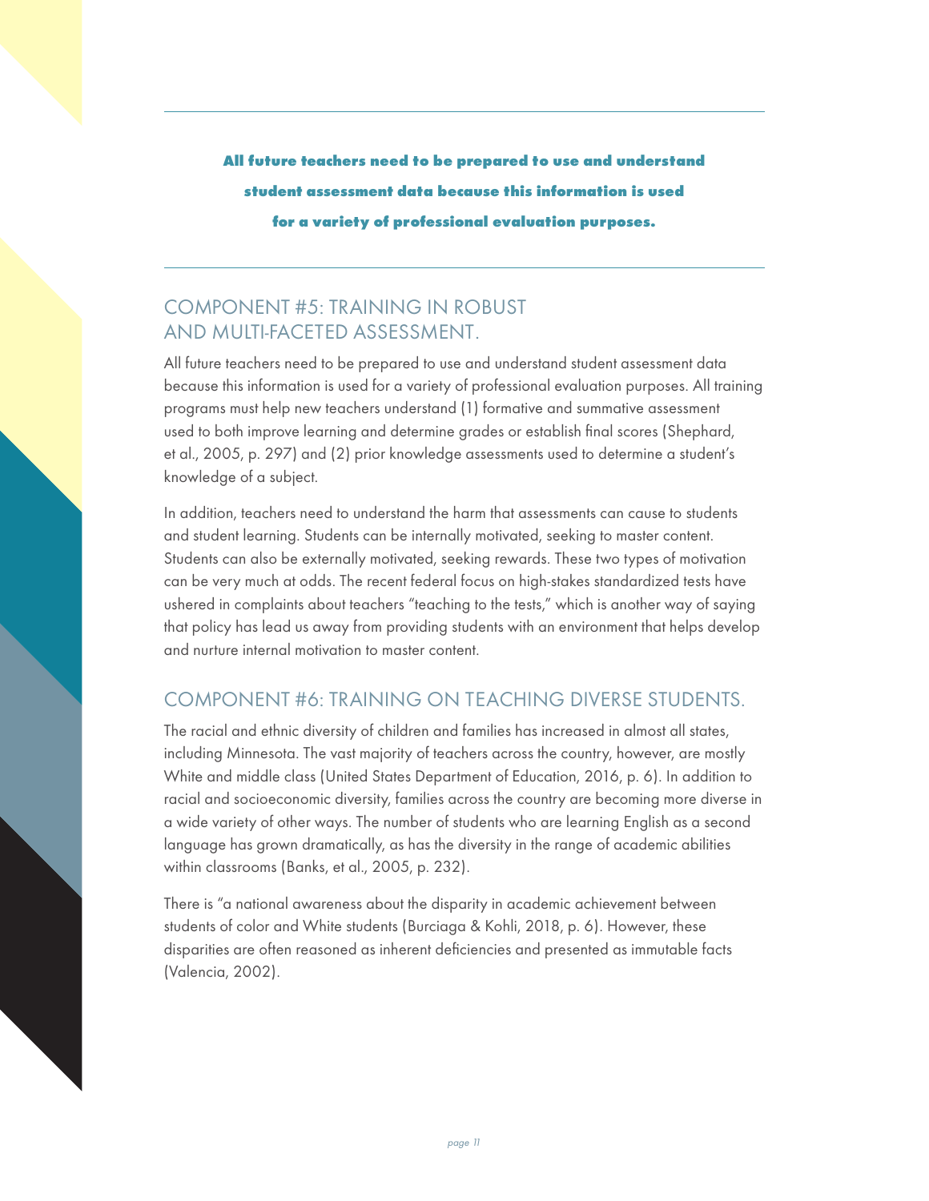**All future teachers need to be prepared to use and understand student assessment data because this information is used for a variety of professional evaluation purposes.**

## COMPONENT #5: TRAINING IN ROBUST AND MULTI-FACETED ASSESSMENT.

All future teachers need to be prepared to use and understand student assessment data because this information is used for a variety of professional evaluation purposes. All training programs must help new teachers understand (1) formative and summative assessment used to both improve learning and determine grades or establish final scores (Shephard, et al., 2005, p. 297) and (2) prior knowledge assessments used to determine a student's knowledge of a subject.

In addition, teachers need to understand the harm that assessments can cause to students and student learning. Students can be internally motivated, seeking to master content. Students can also be externally motivated, seeking rewards. These two types of motivation can be very much at odds. The recent federal focus on high-stakes standardized tests have ushered in complaints about teachers "teaching to the tests," which is another way of saying that policy has lead us away from providing students with an environment that helps develop and nurture internal motivation to master content.

## COMPONENT #6: TRAINING ON TEACHING DIVERSE STUDENTS.

The racial and ethnic diversity of children and families has increased in almost all states, including Minnesota. The vast majority of teachers across the country, however, are mostly White and middle class (United States Department of Education, 2016, p. 6). In addition to racial and socioeconomic diversity, families across the country are becoming more diverse in a wide variety of other ways. The number of students who are learning English as a second language has grown dramatically, as has the diversity in the range of academic abilities within classrooms (Banks, et al., 2005, p. 232).

There is "a national awareness about the disparity in academic achievement between students of color and White students (Burciaga & Kohli, 2018, p. 6). However, these disparities are often reasoned as inherent deficiencies and presented as immutable facts (Valencia, 2002).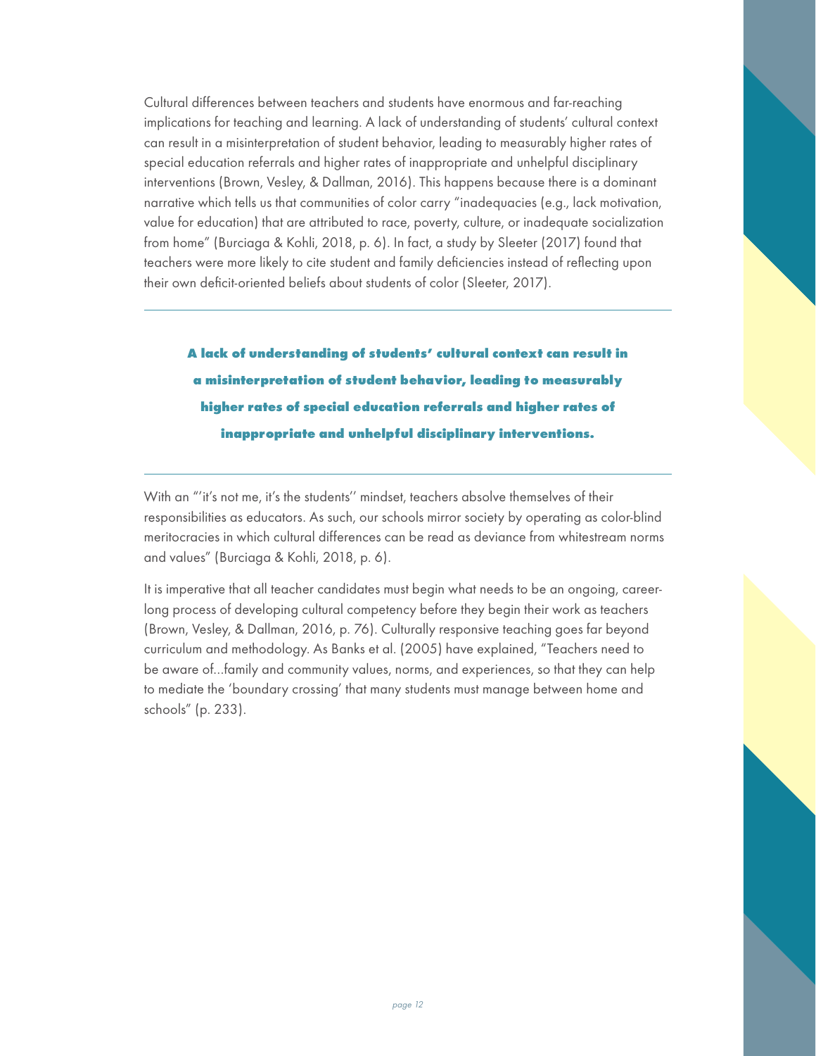Cultural differences between teachers and students have enormous and far-reaching implications for teaching and learning. A lack of understanding of students' cultural context can result in a misinterpretation of student behavior, leading to measurably higher rates of special education referrals and higher rates of inappropriate and unhelpful disciplinary interventions (Brown, Vesley, & Dallman, 2016). This happens because there is a dominant narrative which tells us that communities of color carry "inadequacies (e.g., lack motivation, value for education) that are attributed to race, poverty, culture, or inadequate socialization from home" (Burciaga & Kohli, 2018, p. 6). In fact, a study by Sleeter (2017) found that teachers were more likely to cite student and family deficiencies instead of reflecting upon their own deficit-oriented beliefs about students of color (Sleeter, 2017).

---

**A lack of understanding of students' cultural context can result in a misinterpretation of student behavior, leading to measurably higher rates of special education referrals and higher rates of inappropriate and unhelpful disciplinary interventions.**

---

With an "'it's not me, it's the students'' mindset, teachers absolve themselves of their responsibilities as educators. As such, our schools mirror society by operating as color-blind meritocracies in which cultural differences can be read as deviance from whitestream norms and values" (Burciaga & Kohli, 2018, p. 6).

It is imperative that all teacher candidates must begin what needs to be an ongoing, career-long process of developing cultural competency before they begin their work as teachers (Brown, Vesley, & Dallman, 2016, p. 76). Culturally responsive teaching goes far beyond curriculum and methodology. As Banks et al. (2005) have explained, "Teachers need to be aware of...family and community values, norms, and experiences, so that they can help to mediate the 'boundary crossing' that many students must manage between home and schools" (p. 233).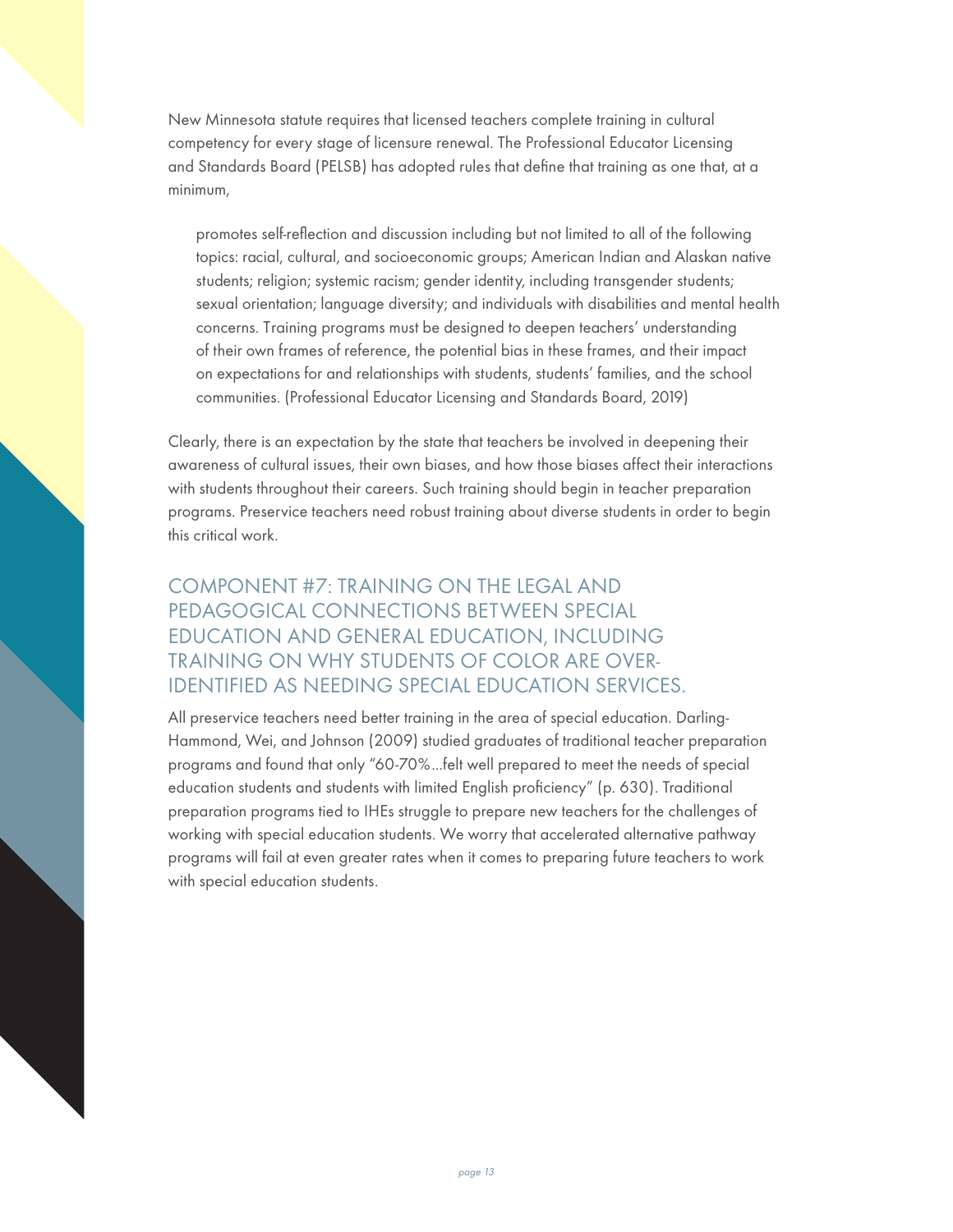New Minnesota statute requires that licensed teachers complete training in cultural competency for every stage of licensure renewal. The Professional Educator Licensing and Standards Board (PELSB) has adopted rules that define that training as one that, at a minimum,

> promotes self-reflection and discussion including but not limited to all of the following topics: racial, cultural, and socioeconomic groups; American Indian and Alaskan native students; religion; systemic racism; gender identity, including transgender students; sexual orientation; language diversity; and individuals with disabilities and mental health concerns. Training programs must be designed to deepen teachers' understanding of their own frames of reference, the potential bias in these frames, and their impact on expectations for and relationships with students, students' families, and the school communities. (Professional Educator Licensing and Standards Board, 2019)

Clearly, there is an expectation by the state that teachers be involved in deepening their awareness of cultural issues, their own biases, and how those biases affect their interactions with students throughout their careers. Such training should begin in teacher preparation programs. Preservice teachers need robust training about diverse students in order to begin this critical work.

## COMPONENT #7: TRAINING ON THE LEGAL AND PEDAGOGICAL CONNECTIONS BETWEEN SPECIAL EDUCATION AND GENERAL EDUCATION, INCLUDING TRAINING ON WHY STUDENTS OF COLOR ARE OVER-IDENTIFIED AS NEEDING SPECIAL EDUCATION SERVICES.

All preservice teachers need better training in the area of special education. Darling-Hammond, Wei, and Johnson (2009) studied graduates of traditional teacher preparation programs and found that only "60-70%...felt well prepared to meet the needs of special education students and students with limited English proficiency" (p. 630). Traditional preparation programs tied to IHEs struggle to prepare new teachers for the challenges of working with special education students. We worry that accelerated alternative pathway programs will fail at even greater rates when it comes to preparing future teachers to work with special education students.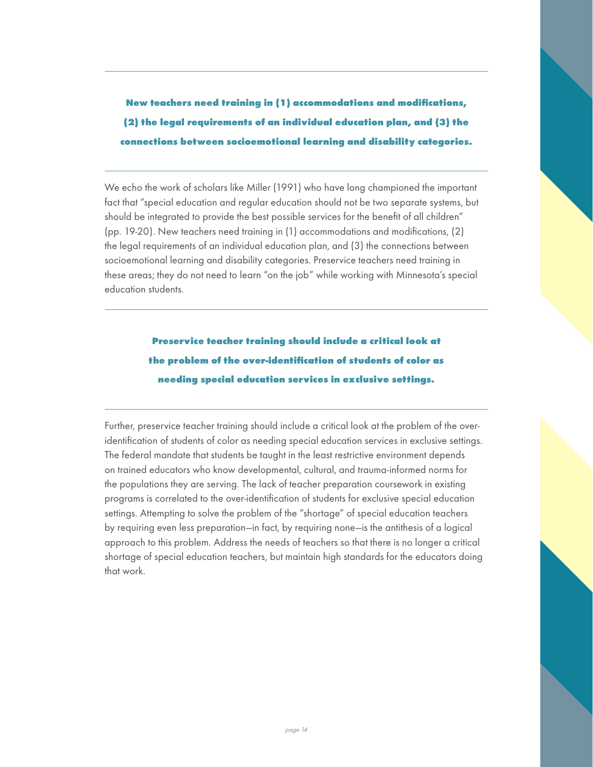**New teachers need training in (1) accommodations and modifications, (2) the legal requirements of an individual education plan, and (3) the connections between socioemotional learning and disability categories.**

We echo the work of scholars like Miller (1991) who have long championed the important fact that "special education and regular education should not be two separate systems, but should be integrated to provide the best possible services for the benefit of all children" (pp. 19-20). New teachers need training in (1) accommodations and modifications, (2) the legal requirements of an individual education plan, and (3) the connections between socioemotional learning and disability categories. Preservice teachers need training in these areas; they do not need to learn "on the job" while working with Minnesota's special education students.

**Preservice teacher training should include a critical look at the problem of the over-identification of students of color as needing special education services in exclusive settings.**

Further, preservice teacher training should include a critical look at the problem of the over-identification of students of color as needing special education services in exclusive settings. The federal mandate that students be taught in the least restrictive environment depends on trained educators who know developmental, cultural, and trauma-informed norms for the populations they are serving. The lack of teacher preparation coursework in existing programs is correlated to the over-identification of students for exclusive special education settings. Attempting to solve the problem of the "shortage" of special education teachers by requiring even less preparation—in fact, by requiring none—is the antithesis of a logical approach to this problem. Address the needs of teachers so that there is no longer a critical shortage of special education teachers, but maintain high standards for the educators doing that work.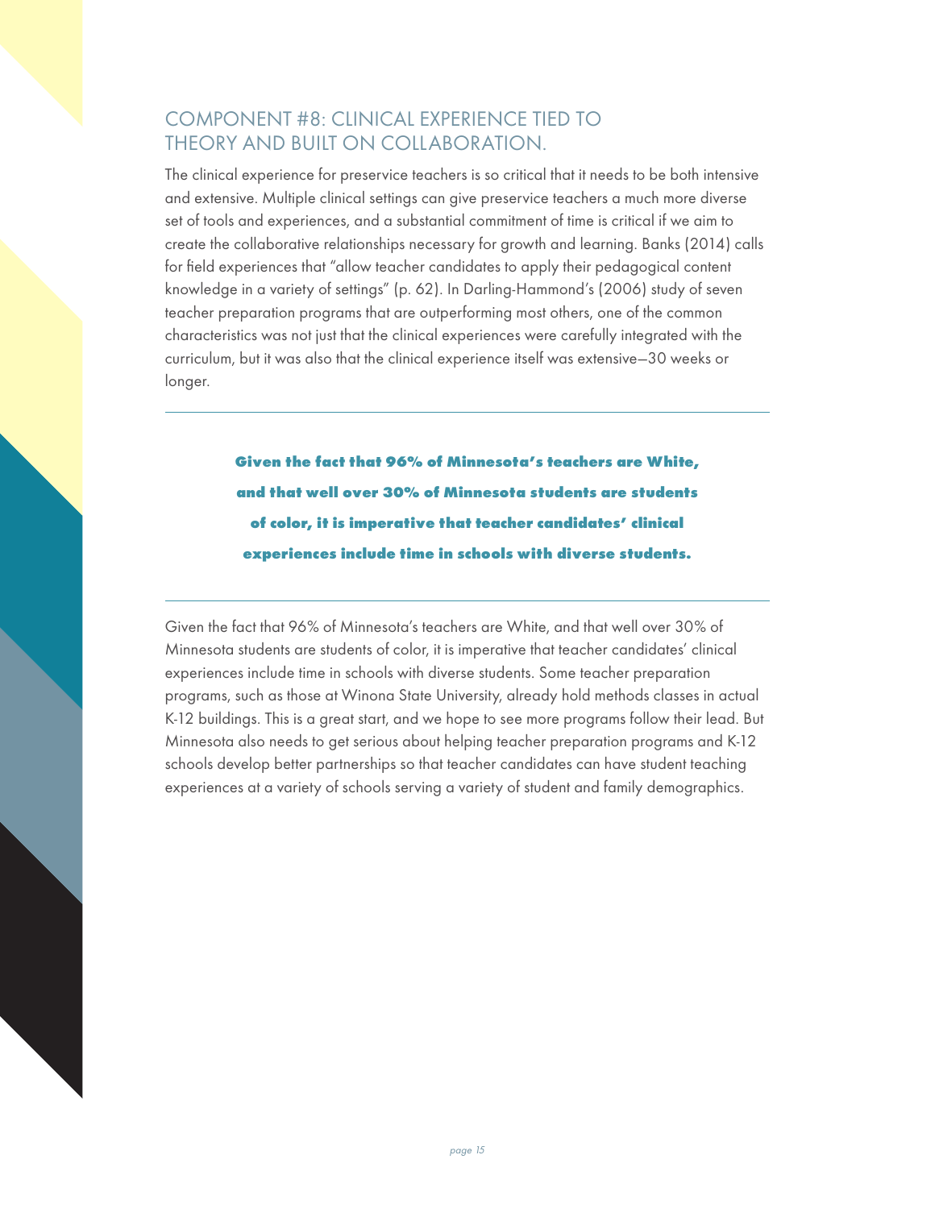## COMPONENT #8: CLINICAL EXPERIENCE TIED TO THEORY AND BUILT ON COLLABORATION.

The clinical experience for preservice teachers is so critical that it needs to be both intensive and extensive. Multiple clinical settings can give preservice teachers a much more diverse set of tools and experiences, and a substantial commitment of time is critical if we aim to create the collaborative relationships necessary for growth and learning. Banks (2014) calls for field experiences that "allow teacher candidates to apply their pedagogical content knowledge in a variety of settings" (p. 62). In Darling-Hammond's (2006) study of seven teacher preparation programs that are outperforming most others, one of the common characteristics was not just that the clinical experiences were carefully integrated with the curriculum, but it was also that the clinical experience itself was extensive—30 weeks or longer.

---

**Given the fact that 96% of Minnesota's teachers are White, and that well over 30% of Minnesota students are students of color, it is imperative that teacher candidates' clinical experiences include time in schools with diverse students.**

---

Given the fact that 96% of Minnesota's teachers are White, and that well over 30% of Minnesota students are students of color, it is imperative that teacher candidates' clinical experiences include time in schools with diverse students. Some teacher preparation programs, such as those at Winona State University, already hold methods classes in actual K-12 buildings. This is a great start, and we hope to see more programs follow their lead. But Minnesota also needs to get serious about helping teacher preparation programs and K-12 schools develop better partnerships so that teacher candidates can have student teaching experiences at a variety of schools serving a variety of student and family demographics.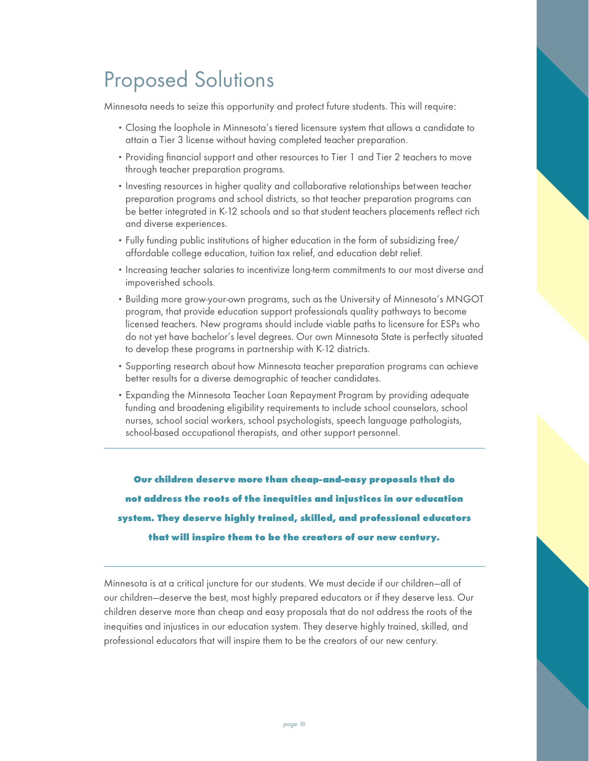# Proposed Solutions

Minnesota needs to seize this opportunity and protect future students. This will require:

- Closing the loophole in Minnesota's tiered licensure system that allows a candidate to attain a Tier 3 license without having completed teacher preparation.
- Providing financial support and other resources to Tier 1 and Tier 2 teachers to move through teacher preparation programs.
- Investing resources in higher quality and collaborative relationships between teacher preparation programs and school districts, so that teacher preparation programs can be better integrated in K-12 schools and so that student teachers placements reflect rich and diverse experiences.
- Fully funding public institutions of higher education in the form of subsidizing free/affordable college education, tuition tax relief, and education debt relief.
- Increasing teacher salaries to incentivize long-term commitments to our most diverse and impoverished schools.
- Building more grow-your-own programs, such as the University of Minnesota's MNGOT program, that provide education support professionals quality pathways to become licensed teachers. New programs should include viable paths to licensure for ESPs who do not yet have bachelor's level degrees. Our own Minnesota State is perfectly situated to develop these programs in partnership with K-12 districts.
- Supporting research about how Minnesota teacher preparation programs can achieve better results for a diverse demographic of teacher candidates.
- Expanding the Minnesota Teacher Loan Repayment Program by providing adequate funding and broadening eligibility requirements to include school counselors, school nurses, school social workers, school psychologists, speech language pathologists, school-based occupational therapists, and other support personnel.

---

**Our children deserve more than cheap-and-easy proposals that do not address the roots of the inequities and injustices in our education system. They deserve highly trained, skilled, and professional educators that will inspire them to be the creators of our new century.**

---

Minnesota is at a critical juncture for our students. We must decide if our children—all of our children—deserve the best, most highly prepared educators or if they deserve less. Our children deserve more than cheap and easy proposals that do not address the roots of the inequities and injustices in our education system. They deserve highly trained, skilled, and professional educators that will inspire them to be the creators of our new century.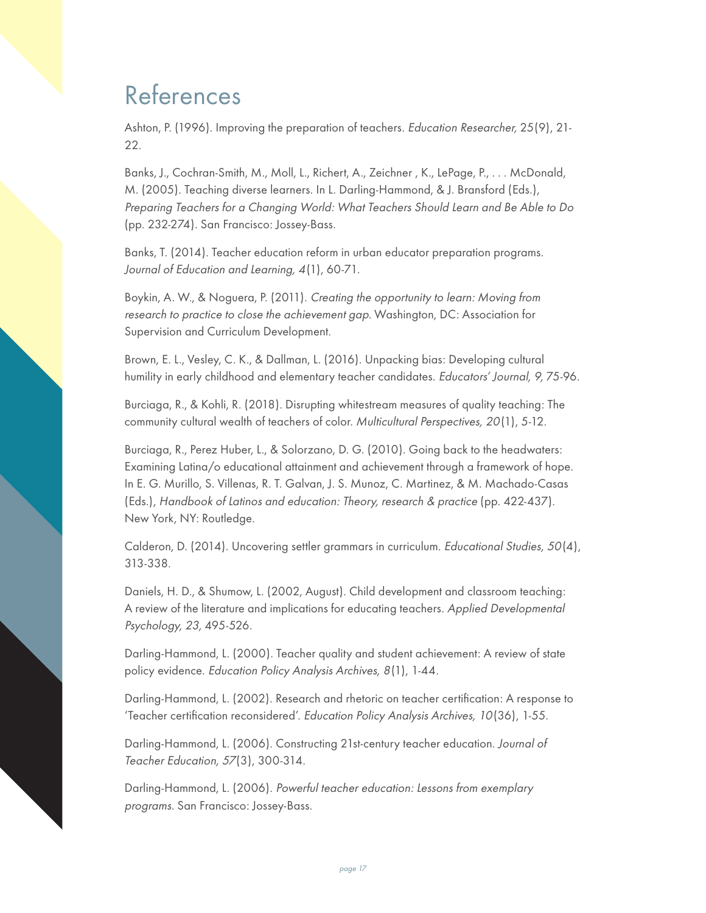# References

Ashton, P. (1996). Improving the preparation of teachers. *Education Researcher,* 25(9), 21-22.

Banks, J., Cochran-Smith, M., Moll, L., Richert, A., Zeichner , K., LePage, P., . . . McDonald, M. (2005). Teaching diverse learners. In L. Darling-Hammond, & J. Bransford (Eds.), *Preparing Teachers for a Changing World: What Teachers Should Learn and Be Able to Do* (pp. 232-274). San Francisco: Jossey-Bass.

Banks, T. (2014). Teacher education reform in urban educator preparation programs. *Journal of Education and Learning, 4*(1), 60-71.

Boykin, A. W., & Noguera, P. (2011). *Creating the opportunity to learn: Moving from research to practice to close the achievement gap.* Washington, DC: Association for Supervision and Curriculum Development.

Brown, E. L., Vesley, C. K., & Dallman, L. (2016). Unpacking bias: Developing cultural humility in early childhood and elementary teacher candidates. *Educators' Journal, 9,* 75-96.

Burciaga, R., & Kohli, R. (2018). Disrupting whitestream measures of quality teaching: The community cultural wealth of teachers of color. *Multicultural Perspectives, 20*(1), 5-12.

Burciaga, R., Perez Huber, L., & Solorzano, D. G. (2010). Going back to the headwaters: Examining Latina/o educational attainment and achievement through a framework of hope. In E. G. Murillo, S. Villenas, R. T. Galvan, J. S. Munoz, C. Martinez, & M. Machado-Casas (Eds.), *Handbook of Latinos and education: Theory, research & practice* (pp. 422-437). New York, NY: Routledge.

Calderon, D. (2014). Uncovering settler grammars in curriculum. *Educational Studies, 50*(4), 313-338.

Daniels, H. D., & Shumow, L. (2002, August). Child development and classroom teaching: A review of the literature and implications for educating teachers. *Applied Developmental Psychology, 23,* 495-526.

Darling-Hammond, L. (2000). Teacher quality and student achievement: A review of state policy evidence. *Education Policy Analysis Archives, 8*(1), 1-44.

Darling-Hammond, L. (2002). Research and rhetoric on teacher certification: A response to 'Teacher certification reconsidered'. *Education Policy Analysis Archives, 10*(36), 1-55.

Darling-Hammond, L. (2006). Constructing 21st-century teacher education. *Journal of Teacher Education, 57*(3), 300-314.

Darling-Hammond, L. (2006). *Powerful teacher education: Lessons from exemplary programs.* San Francisco: Jossey-Bass.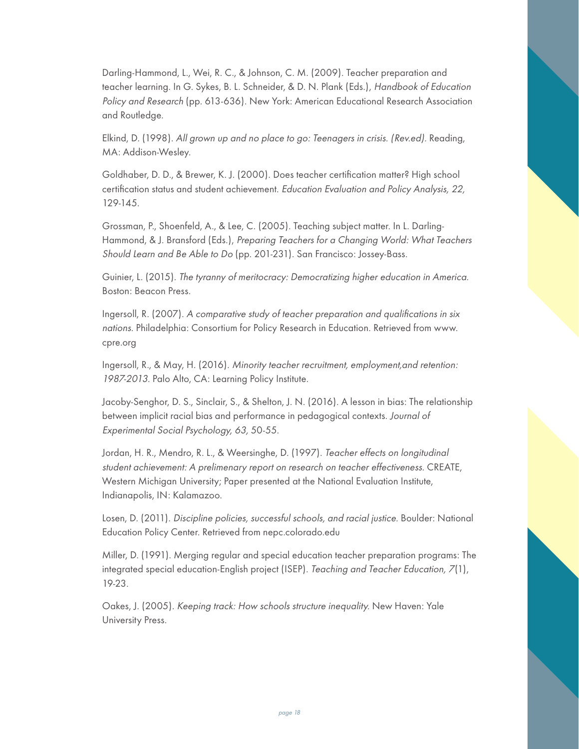Darling-Hammond, L., Wei, R. C., & Johnson, C. M. (2009). Teacher preparation and teacher learning. In G. Sykes, B. L. Schneider, & D. N. Plank (Eds.), *Handbook of Education Policy and Research* (pp. 613-636). New York: American Educational Research Association and Routledge.

Elkind, D. (1998). *All grown up and no place to go: Teenagers in crisis. (Rev.ed)*. Reading, MA: Addison-Wesley.

Goldhaber, D. D., & Brewer, K. J. (2000). Does teacher certification matter? High school certification status and student achievement. *Education Evaluation and Policy Analysis, 22,* 129-145.

Grossman, P., Shoenfeld, A., & Lee, C. (2005). Teaching subject matter. In L. Darling-Hammond, & J. Bransford (Eds.), *Preparing Teachers for a Changing World: What Teachers Should Learn and Be Able to Do* (pp. 201-231). San Francisco: Jossey-Bass.

Guinier, L. (2015). *The tyranny of meritocracy: Democratizing higher education in America.* Boston: Beacon Press.

Ingersoll, R. (2007). *A comparative study of teacher preparation and qualifications in six nations.* Philadelphia: Consortium for Policy Research in Education. Retrieved from www.cpre.org

Ingersoll, R., & May, H. (2016). *Minority teacher recruitment, employment,and retention: 1987-2013.* Palo Alto, CA: Learning Policy Institute.

Jacoby-Senghor, D. S., Sinclair, S., & Shelton, J. N. (2016). A lesson in bias: The relationship between implicit racial bias and performance in pedagogical contexts. *Journal of Experimental Social Psychology, 63,* 50-55.

Jordan, H. R., Mendro, R. L., & Weersinghe, D. (1997). *Teacher effects on longitudinal student achievement: A prelimenary report on research on teacher effectiveness.* CREATE, Western Michigan University; Paper presented at the National Evaluation Institute, Indianapolis, IN: Kalamazoo.

Losen, D. (2011). *Discipline policies, successful schools, and racial justice.* Boulder: National Education Policy Center. Retrieved from nepc.colorado.edu

Miller, D. (1991). Merging regular and special education teacher preparation programs: The integrated special education-English project (ISEP). *Teaching and Teacher Education, 7*(1), 19-23.

Oakes, J. (2005). *Keeping track: How schools structure inequality.* New Haven: Yale University Press.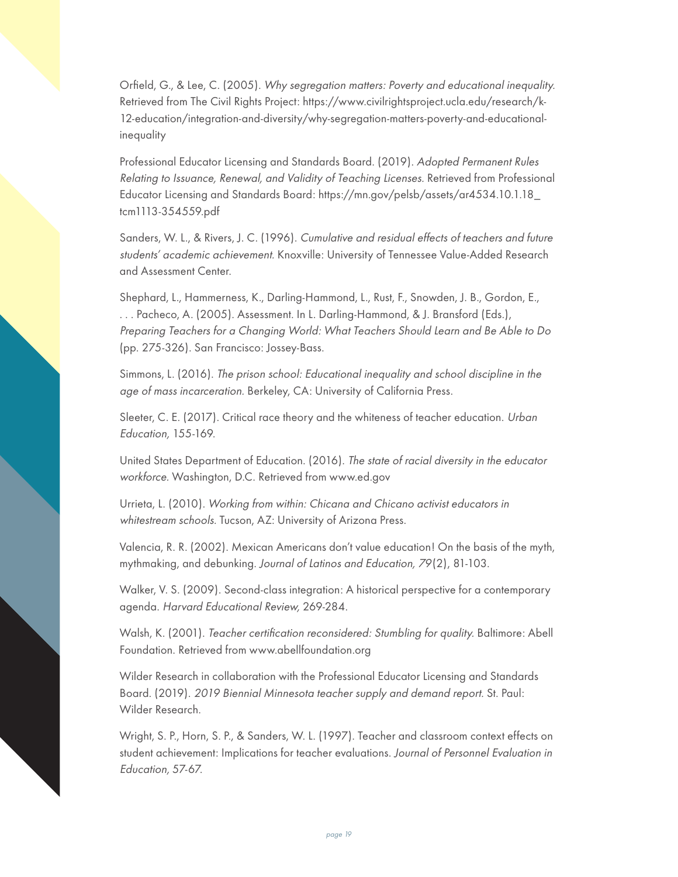Orfield, G., & Lee, C. (2005). *Why segregation matters: Poverty and educational inequality.* Retrieved from The Civil Rights Project: https://www.civilrightsproject.ucla.edu/research/k-12-education/integration-and-diversity/why-segregation-matters-poverty-and-educational-inequality

Professional Educator Licensing and Standards Board. (2019). *Adopted Permanent Rules Relating to Issuance, Renewal, and Validity of Teaching Licenses.* Retrieved from Professional Educator Licensing and Standards Board: https://mn.gov/pelsb/assets/ar4534.10.1.18_tcm1113-354559.pdf

Sanders, W. L., & Rivers, J. C. (1996). *Cumulative and residual effects of teachers and future students' academic achievement.* Knoxville: University of Tennessee Value-Added Research and Assessment Center.

Shephard, L., Hammerness, K., Darling-Hammond, L., Rust, F., Snowden, J. B., Gordon, E., . . . Pacheco, A. (2005). Assessment. In L. Darling-Hammond, & J. Bransford (Eds.), *Preparing Teachers for a Changing World: What Teachers Should Learn and Be Able to Do* (pp. 275-326). San Francisco: Jossey-Bass.

Simmons, L. (2016). *The prison school: Educational inequality and school discipline in the age of mass incarceration.* Berkeley, CA: University of California Press.

Sleeter, C. E. (2017). Critical race theory and the whiteness of teacher education. *Urban Education,* 155-169.

United States Department of Education. (2016). *The state of racial diversity in the educator workforce.* Washington, D.C. Retrieved from www.ed.gov

Urrieta, L. (2010). *Working from within: Chicana and Chicano activist educators in whitestream schools.* Tucson, AZ: University of Arizona Press.

Valencia, R. R. (2002). Mexican Americans don't value education! On the basis of the myth, mythmaking, and debunking. *Journal of Latinos and Education, 79*(2), 81-103.

Walker, V. S. (2009). Second-class integration: A historical perspective for a contemporary agenda. *Harvard Educational Review,* 269-284.

Walsh, K. (2001). *Teacher certification reconsidered: Stumbling for quality.* Baltimore: Abell Foundation. Retrieved from www.abellfoundation.org

Wilder Research in collaboration with the Professional Educator Licensing and Standards Board. (2019). *2019 Biennial Minnesota teacher supply and demand report.* St. Paul: Wilder Research.

Wright, S. P., Horn, S. P., & Sanders, W. L. (1997). Teacher and classroom context effects on student achievement: Implications for teacher evaluations. *Journal of Personnel Evaluation in Education, 57-67.*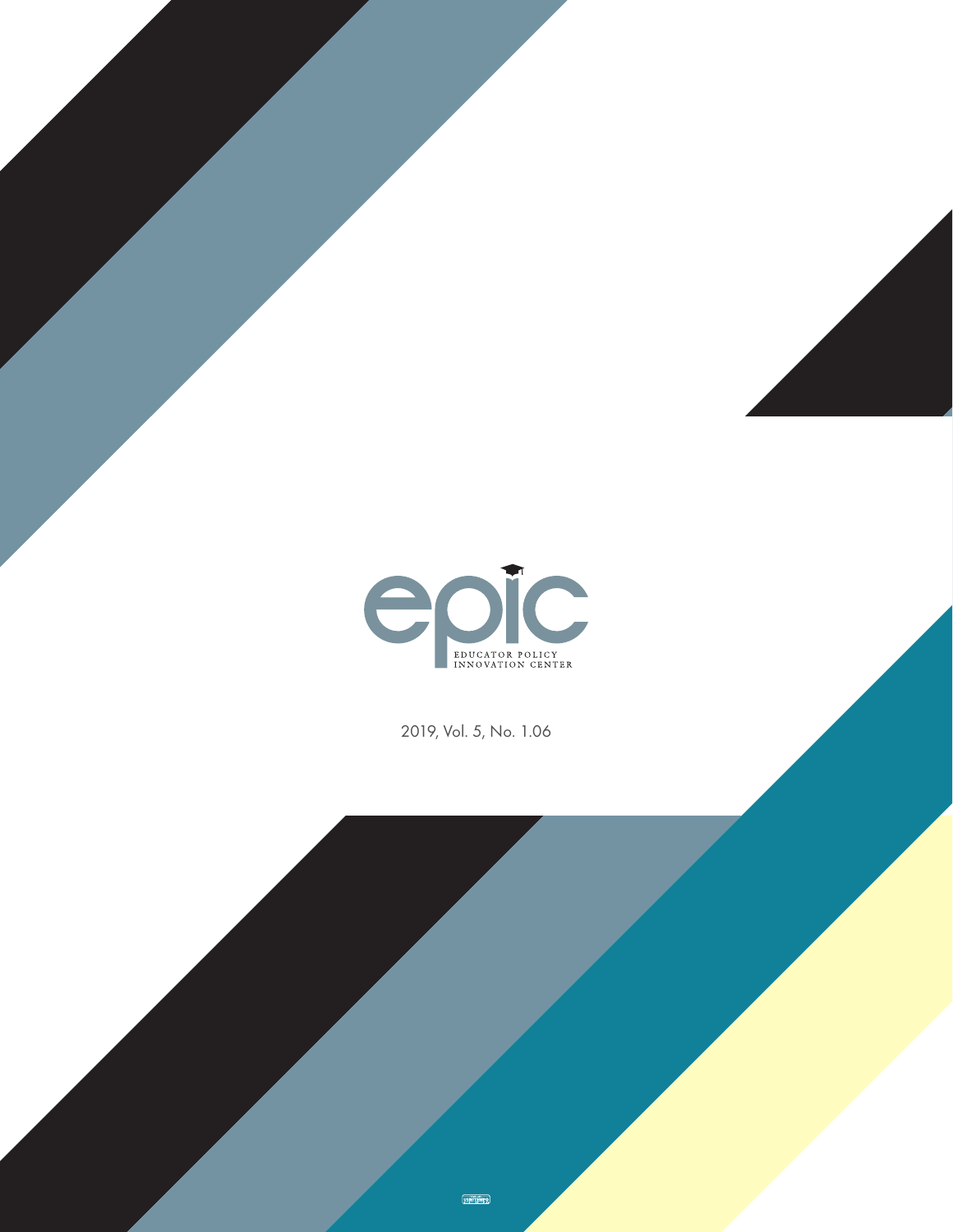EDUCATOR POLICY INNOVATION CENTER

2019, Vol. 5, No. 1.06